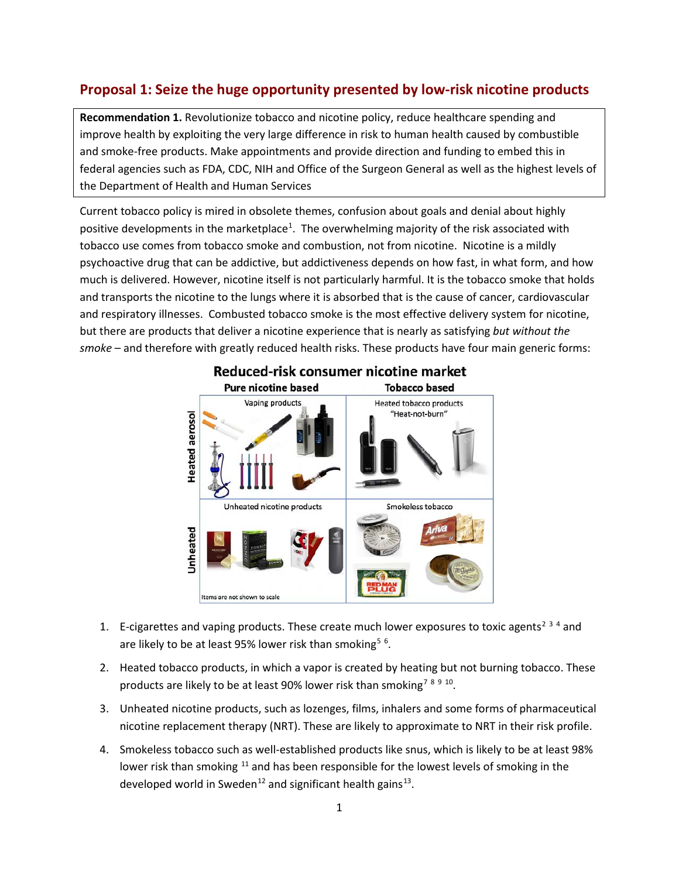## Proposal 1: Seize the huge opportunity presented by low-risk nicotine products

> **Recommendation 1.** Revolutionize tobacco and nicotine policy, reduce healthcare spending and improve health by exploiting the very large difference in risk to human health caused by combustible and smoke-free products. Make appointments and provide direction and funding to embed this in federal agencies such as FDA, CDC, NIH and Office of the Surgeon General as well as the highest levels of the Department of Health and Human Services

Current tobacco policy is mired in obsolete themes, confusion about goals and denial about highly positive developments in the marketplace[1]. The overwhelming majority of the risk associated with tobacco use comes from tobacco smoke and combustion, not from nicotine. Nicotine is a mildly psychoactive drug that can be addictive, but addictiveness depends on how fast, in what form, and how much is delivered. However, nicotine itself is not particularly harmful. It is the tobacco smoke that holds and transports the nicotine to the lungs where it is absorbed that is the cause of cancer, cardiovascular and respiratory illnesses. Combusted tobacco smoke is the most effective delivery system for nicotine, but there are products that deliver a nicotine experience that is nearly as satisfying *but without the smoke* – and therefore with greatly reduced health risks. These products have four main generic forms:

1. E-cigarettes and vaping products. These create much lower exposures to toxic agents[2 3 4] and are likely to be at least 95% lower risk than smoking[5 6].
2. Heated tobacco products, in which a vapor is created by heating but not burning tobacco. These products are likely to be at least 90% lower risk than smoking[7 8 9 10].
3. Unheated nicotine products, such as lozenges, films, inhalers and some forms of pharmaceutical nicotine replacement therapy (NRT). These are likely to approximate to NRT in their risk profile.
4. Smokeless tobacco such as well-established products like snus, which is likely to be at least 98% lower risk than smoking [11] and has been responsible for the lowest levels of smoking in the developed world in Sweden[12] and significant health gains[13].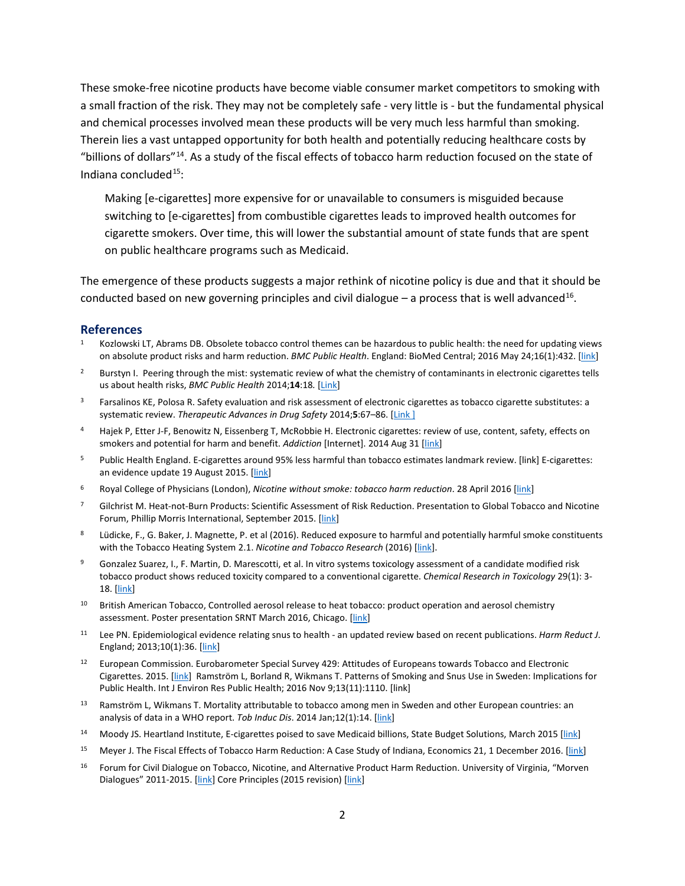These smoke-free nicotine products have become viable consumer market competitors to smoking with a small fraction of the risk. They may not be completely safe - very little is - but the fundamental physical and chemical processes involved mean these products will be very much less harmful than smoking. Therein lies a vast untapped opportunity for both health and potentially reducing healthcare costs by "billions of dollars"[14]. As a study of the fiscal effects of tobacco harm reduction focused on the state of Indiana concluded[15]:

> Making [e-cigarettes] more expensive for or unavailable to consumers is misguided because switching to [e-cigarettes] from combustible cigarettes leads to improved health outcomes for cigarette smokers. Over time, this will lower the substantial amount of state funds that are spent on public healthcare programs such as Medicaid.

The emergence of these products suggests a major rethink of nicotine policy is due and that it should be conducted based on new governing principles and civil dialogue – a process that is well advanced[16].

## References

1. Kozlowski LT, Abrams DB. Obsolete tobacco control themes can be hazardous to public health: the need for updating views on absolute product risks and harm reduction. *BMC Public Health*. England: BioMed Central; 2016 May 24;16(1):432. [link]
2. Burstyn I. Peering through the mist: systematic review of what the chemistry of contaminants in electronic cigarettes tells us about health risks, *BMC Public Health* 2014;**14**:18. [Link]
3. Farsalinos KE, Polosa R. Safety evaluation and risk assessment of electronic cigarettes as tobacco cigarette substitutes: a systematic review. *Therapeutic Advances in Drug Safety* 2014;**5**:67–86. [Link ]
4. Hajek P, Etter J-F, Benowitz N, Eissenberg T, McRobbie H. Electronic cigarettes: review of use, content, safety, effects on smokers and potential for harm and benefit. *Addiction* [Internet]. 2014 Aug 31 [link]
5. Public Health England. E-cigarettes around 95% less harmful than tobacco estimates landmark review. [link] E-cigarettes: an evidence update 19 August 2015. [link]
6. Royal College of Physicians (London), *Nicotine without smoke: tobacco harm reduction*. 28 April 2016 [link]
7. Gilchrist M. Heat-not-Burn Products: Scientific Assessment of Risk Reduction. Presentation to Global Tobacco and Nicotine Forum, Phillip Morris International, September 2015. [link]
8. Lüdicke, F., G. Baker, J. Magnette, P. et al (2016). Reduced exposure to harmful and potentially harmful smoke constituents with the Tobacco Heating System 2.1. *Nicotine and Tobacco Research* (2016) [link].
9. Gonzalez Suarez, I., F. Martin, D. Marescotti, et al. In vitro systems toxicology assessment of a candidate modified risk tobacco product shows reduced toxicity compared to a conventional cigarette. *Chemical Research in Toxicology* 29(1): 3-18. [link]
10. British American Tobacco, Controlled aerosol release to heat tobacco: product operation and aerosol chemistry assessment. Poster presentation SRNT March 2016, Chicago. [link]
11. Lee PN. Epidemiological evidence relating snus to health - an updated review based on recent publications. *Harm Reduct J*. England; 2013;10(1):36. [link]
12. European Commission. Eurobarometer Special Survey 429: Attitudes of Europeans towards Tobacco and Electronic Cigarettes. 2015. [link] Ramström L, Borland R, Wikmans T. Patterns of Smoking and Snus Use in Sweden: Implications for Public Health. Int J Environ Res Public Health; 2016 Nov 9;13(11):1110. [link]
13. Ramström L, Wikmans T. Mortality attributable to tobacco among men in Sweden and other European countries: an analysis of data in a WHO report. *Tob Induc Dis*. 2014 Jan;12(1):14. [link]
14. Moody JS. Heartland Institute, E-cigarettes poised to save Medicaid billions, State Budget Solutions, March 2015 [link]
15. Meyer J. The Fiscal Effects of Tobacco Harm Reduction: A Case Study of Indiana, Economics 21, 1 December 2016. [link]
16. Forum for Civil Dialogue on Tobacco, Nicotine, and Alternative Product Harm Reduction. University of Virginia, "Morven Dialogues" 2011-2015. [link] Core Principles (2015 revision) [link]